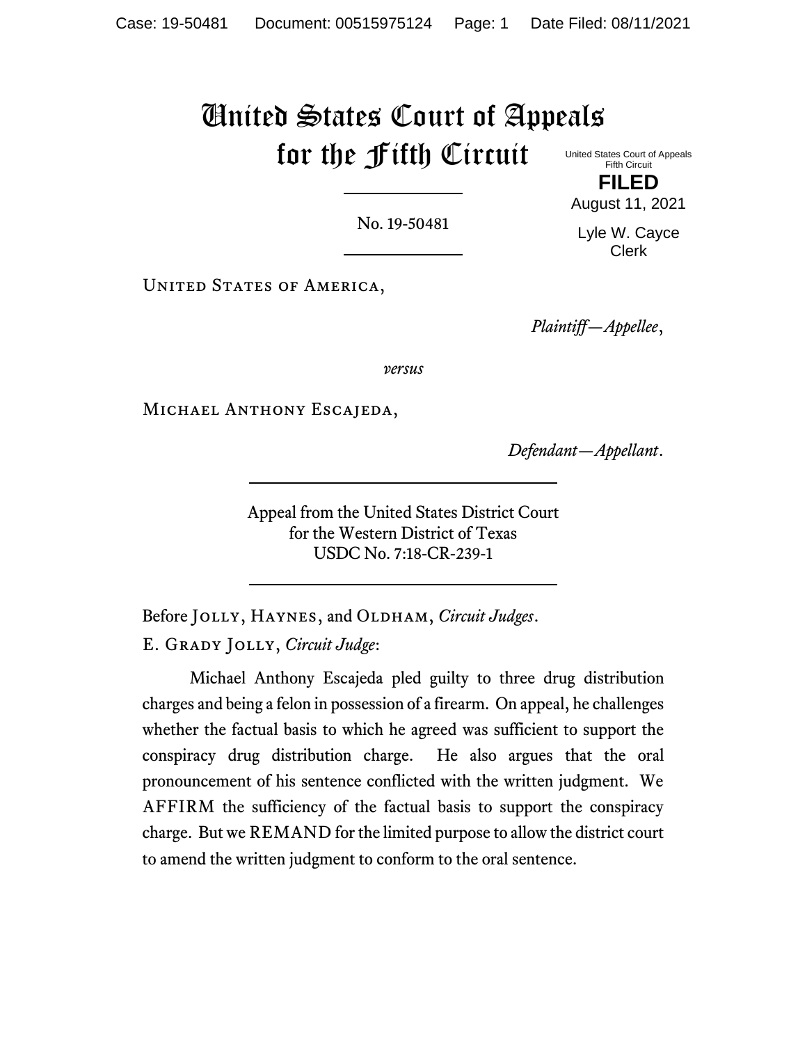# United States Court of Appeals for the Fifth Circuit

United States Court of Appeals
Fifth Circuit

**FILED**

August 11, 2021

Lyle W. Cayce
Clerk

No. 19-50481

United States of America,

*Plaintiff—Appellee*,

*versus*

Michael Anthony Escajeda,

*Defendant—Appellant*.

Appeal from the United States District Court
for the Western District of Texas
USDC No. 7:18-CR-239-1

Before Jolly, Haynes, and Oldham, *Circuit Judges*.

E. Grady Jolly, *Circuit Judge*:

Michael Anthony Escajeda pled guilty to three drug distribution charges and being a felon in possession of a firearm. On appeal, he challenges whether the factual basis to which he agreed was sufficient to support the conspiracy drug distribution charge. He also argues that the oral pronouncement of his sentence conflicted with the written judgment. We AFFIRM the sufficiency of the factual basis to support the conspiracy charge. But we REMAND for the limited purpose to allow the district court to amend the written judgment to conform to the oral sentence.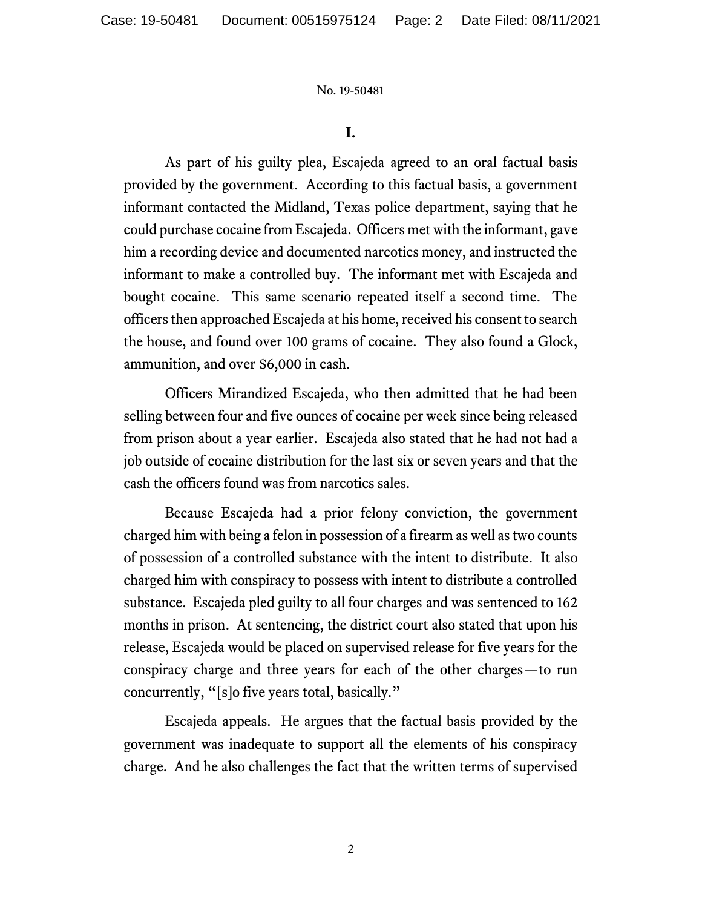## I.

As part of his guilty plea, Escajeda agreed to an oral factual basis provided by the government. According to this factual basis, a government informant contacted the Midland, Texas police department, saying that he could purchase cocaine from Escajeda. Officers met with the informant, gave him a recording device and documented narcotics money, and instructed the informant to make a controlled buy. The informant met with Escajeda and bought cocaine. This same scenario repeated itself a second time. The officers then approached Escajeda at his home, received his consent to search the house, and found over 100 grams of cocaine. They also found a Glock, ammunition, and over $6,000 in cash.

Officers Mirandized Escajeda, who then admitted that he had been selling between four and five ounces of cocaine per week since being released from prison about a year earlier. Escajeda also stated that he had not had a job outside of cocaine distribution for the last six or seven years and that the cash the officers found was from narcotics sales.

Because Escajeda had a prior felony conviction, the government charged him with being a felon in possession of a firearm as well as two counts of possession of a controlled substance with the intent to distribute. It also charged him with conspiracy to possess with intent to distribute a controlled substance. Escajeda pled guilty to all four charges and was sentenced to 162 months in prison. At sentencing, the district court also stated that upon his release, Escajeda would be placed on supervised release for five years for the conspiracy charge and three years for each of the other charges—to run concurrently, "[s]o five years total, basically."

Escajeda appeals. He argues that the factual basis provided by the government was inadequate to support all the elements of his conspiracy charge. And he also challenges the fact that the written terms of supervised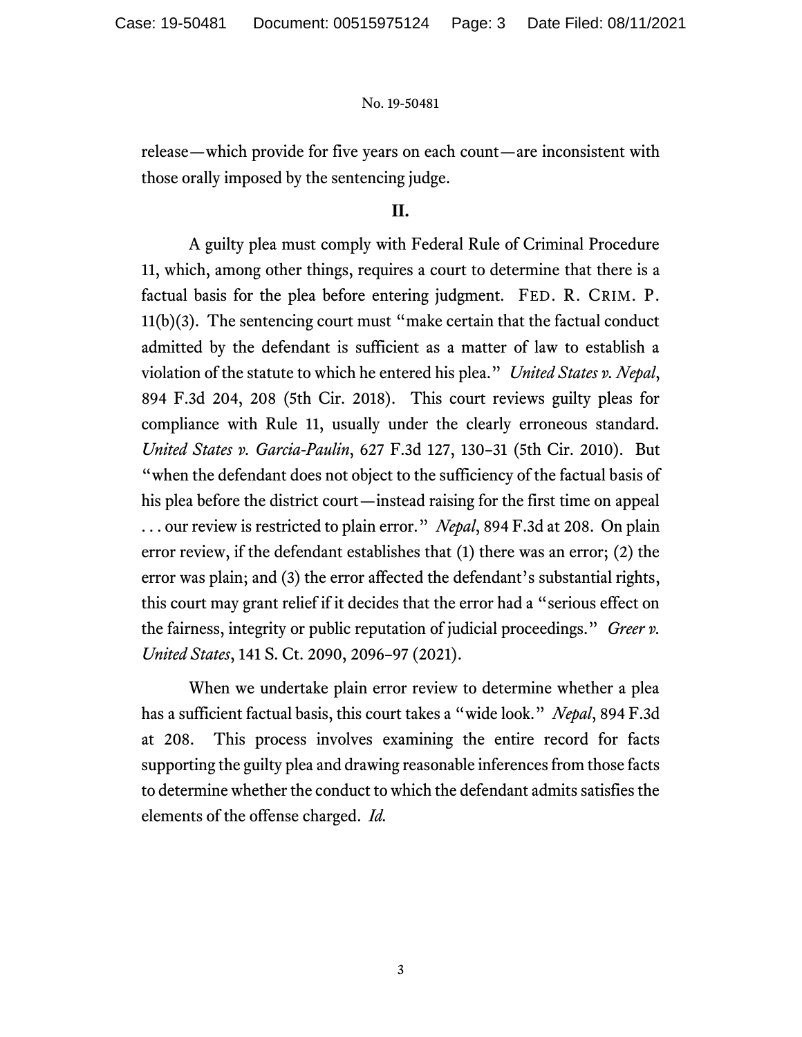release—which provide for five years on each count—are inconsistent with those orally imposed by the sentencing judge.

## II.

A guilty plea must comply with Federal Rule of Criminal Procedure 11, which, among other things, requires a court to determine that there is a factual basis for the plea before entering judgment. FED. R. CRIM. P. 11(b)(3). The sentencing court must "make certain that the factual conduct admitted by the defendant is sufficient as a matter of law to establish a violation of the statute to which he entered his plea." *United States v. Nepal*, 894 F.3d 204, 208 (5th Cir. 2018). This court reviews guilty pleas for compliance with Rule 11, usually under the clearly erroneous standard. *United States v. Garcia-Paulin*, 627 F.3d 127, 130–31 (5th Cir. 2010). But "when the defendant does not object to the sufficiency of the factual basis of his plea before the district court—instead raising for the first time on appeal . . . our review is restricted to plain error." *Nepal*, 894 F.3d at 208. On plain error review, if the defendant establishes that (1) there was an error; (2) the error was plain; and (3) the error affected the defendant's substantial rights, this court may grant relief if it decides that the error had a "serious effect on the fairness, integrity or public reputation of judicial proceedings." *Greer v. United States*, 141 S. Ct. 2090, 2096–97 (2021).

When we undertake plain error review to determine whether a plea has a sufficient factual basis, this court takes a "wide look." *Nepal*, 894 F.3d at 208. This process involves examining the entire record for facts supporting the guilty plea and drawing reasonable inferences from those facts to determine whether the conduct to which the defendant admits satisfies the elements of the offense charged. *Id.*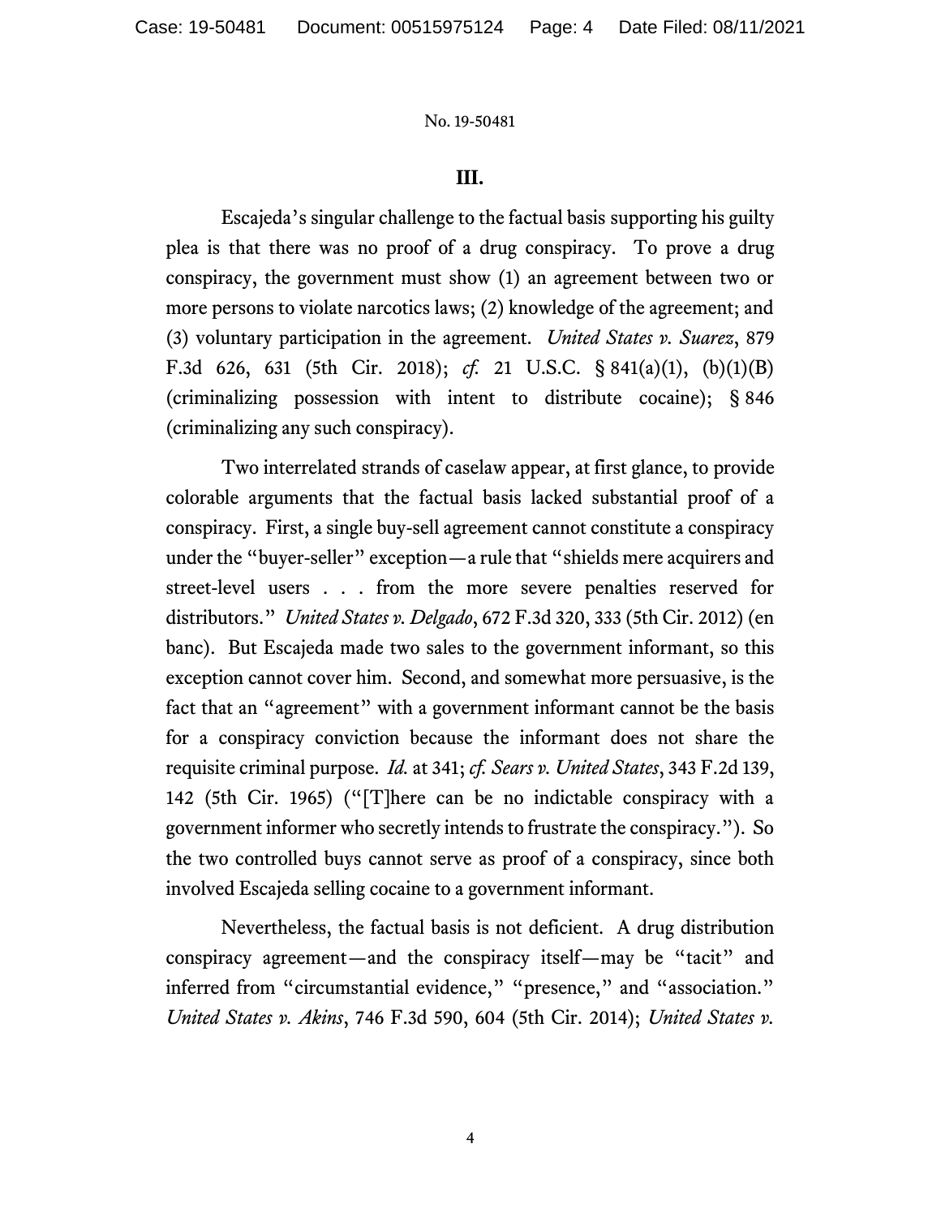### III.

Escajeda's singular challenge to the factual basis supporting his guilty plea is that there was no proof of a drug conspiracy. To prove a drug conspiracy, the government must show (1) an agreement between two or more persons to violate narcotics laws; (2) knowledge of the agreement; and (3) voluntary participation in the agreement. *United States v. Suarez*, 879 F.3d 626, 631 (5th Cir. 2018); *cf.* 21 U.S.C. § 841(a)(1), (b)(1)(B) (criminalizing possession with intent to distribute cocaine); § 846 (criminalizing any such conspiracy).

Two interrelated strands of caselaw appear, at first glance, to provide colorable arguments that the factual basis lacked substantial proof of a conspiracy. First, a single buy-sell agreement cannot constitute a conspiracy under the "buyer-seller" exception—a rule that "shields mere acquirers and street-level users . . . from the more severe penalties reserved for distributors." *United States v. Delgado*, 672 F.3d 320, 333 (5th Cir. 2012) (en banc). But Escajeda made two sales to the government informant, so this exception cannot cover him. Second, and somewhat more persuasive, is the fact that an "agreement" with a government informant cannot be the basis for a conspiracy conviction because the informant does not share the requisite criminal purpose. *Id.* at 341; *cf. Sears v. United States*, 343 F.2d 139, 142 (5th Cir. 1965) ("[T]here can be no indictable conspiracy with a government informer who secretly intends to frustrate the conspiracy."). So the two controlled buys cannot serve as proof of a conspiracy, since both involved Escajeda selling cocaine to a government informant.

Nevertheless, the factual basis is not deficient. A drug distribution conspiracy agreement—and the conspiracy itself—may be "tacit" and inferred from "circumstantial evidence," "presence," and "association." *United States v. Akins*, 746 F.3d 590, 604 (5th Cir. 2014); *United States v.*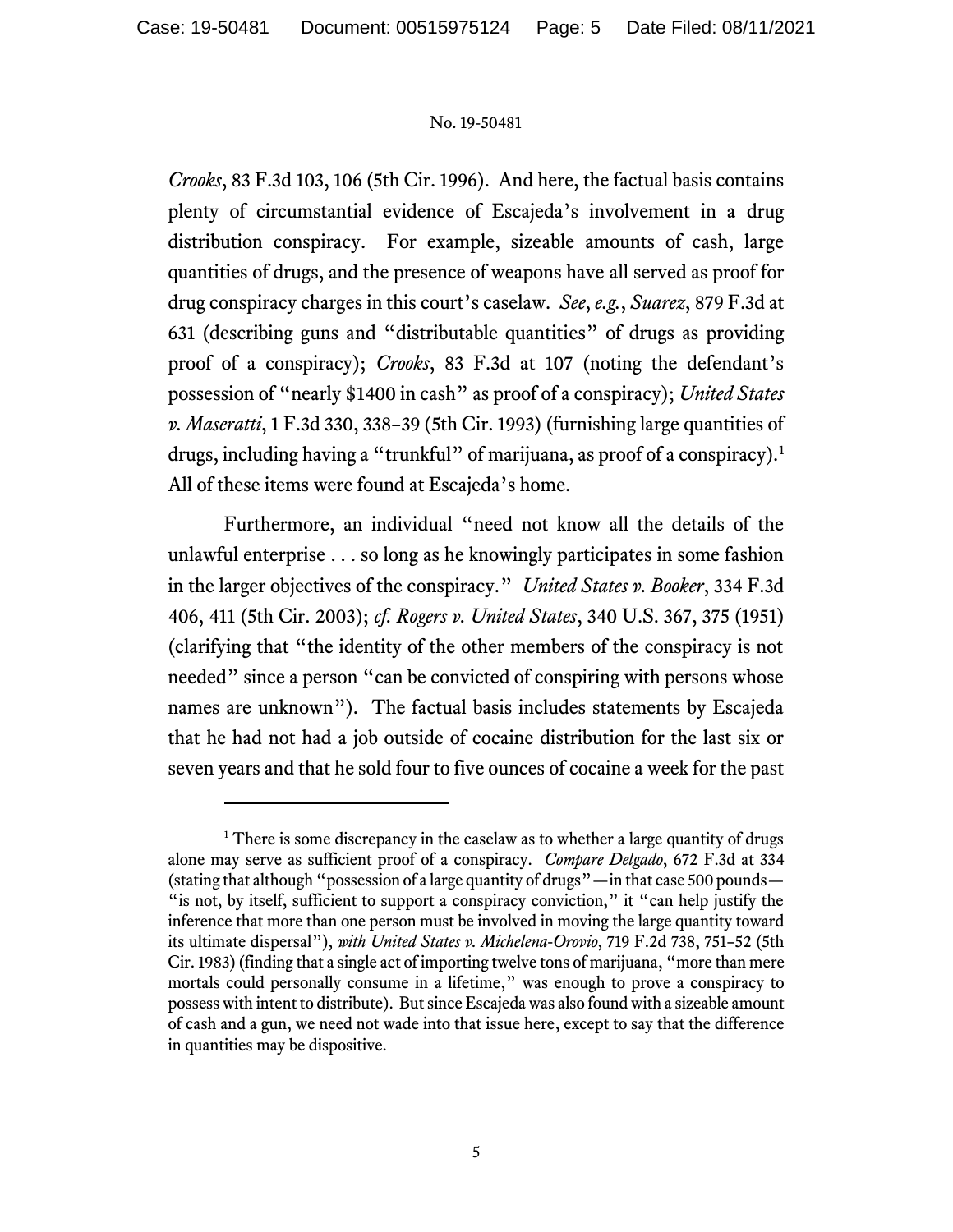*Crooks*, 83 F.3d 103, 106 (5th Cir. 1996). And here, the factual basis contains plenty of circumstantial evidence of Escajeda's involvement in a drug distribution conspiracy. For example, sizeable amounts of cash, large quantities of drugs, and the presence of weapons have all served as proof for drug conspiracy charges in this court's caselaw. *See*, *e.g.*, *Suarez*, 879 F.3d at 631 (describing guns and "distributable quantities" of drugs as providing proof of a conspiracy); *Crooks*, 83 F.3d at 107 (noting the defendant's possession of "nearly $1400 in cash" as proof of a conspiracy); *United States v. Maseratti*, 1 F.3d 330, 338–39 (5th Cir. 1993) (furnishing large quantities of drugs, including having a "trunkful" of marijuana, as proof of a conspiracy).[1] All of these items were found at Escajeda's home.

Furthermore, an individual "need not know all the details of the unlawful enterprise . . . so long as he knowingly participates in some fashion in the larger objectives of the conspiracy." *United States v. Booker*, 334 F.3d 406, 411 (5th Cir. 2003); *cf. Rogers v. United States*, 340 U.S. 367, 375 (1951) (clarifying that "the identity of the other members of the conspiracy is not needed" since a person "can be convicted of conspiring with persons whose names are unknown"). The factual basis includes statements by Escajeda that he had not had a job outside of cocaine distribution for the last six or seven years and that he sold four to five ounces of cocaine a week for the past

---

[1] There is some discrepancy in the caselaw as to whether a large quantity of drugs alone may serve as sufficient proof of a conspiracy. *Compare Delgado*, 672 F.3d at 334 (stating that although "possession of a large quantity of drugs"—in that case 500 pounds—"is not, by itself, sufficient to support a conspiracy conviction," it "can help justify the inference that more than one person must be involved in moving the large quantity toward its ultimate dispersal"), *with United States v. Michelena-Orovio*, 719 F.2d 738, 751–52 (5th Cir. 1983) (finding that a single act of importing twelve tons of marijuana, "more than mere mortals could personally consume in a lifetime," was enough to prove a conspiracy to possess with intent to distribute). But since Escajeda was also found with a sizeable amount of cash and a gun, we need not wade into that issue here, except to say that the difference in quantities may be dispositive.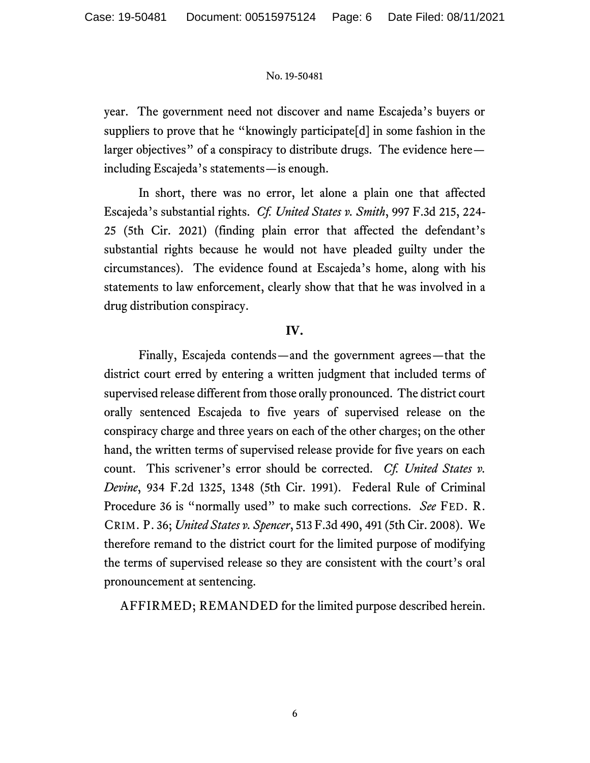year. The government need not discover and name Escajeda's buyers or suppliers to prove that he "knowingly participate[d] in some fashion in the larger objectives" of a conspiracy to distribute drugs. The evidence here—including Escajeda's statements—is enough.

In short, there was no error, let alone a plain one that affected Escajeda's substantial rights. *Cf. United States v. Smith*, 997 F.3d 215, 224-25 (5th Cir. 2021) (finding plain error that affected the defendant's substantial rights because he would not have pleaded guilty under the circumstances). The evidence found at Escajeda's home, along with his statements to law enforcement, clearly show that that he was involved in a drug distribution conspiracy.

## IV.

Finally, Escajeda contends—and the government agrees—that the district court erred by entering a written judgment that included terms of supervised release different from those orally pronounced. The district court orally sentenced Escajeda to five years of supervised release on the conspiracy charge and three years on each of the other charges; on the other hand, the written terms of supervised release provide for five years on each count. This scrivener's error should be corrected. *Cf. United States v. Devine*, 934 F.2d 1325, 1348 (5th Cir. 1991). Federal Rule of Criminal Procedure 36 is "normally used" to make such corrections. *See* FED. R. CRIM. P. 36; *United States v. Spencer*, 513 F.3d 490, 491 (5th Cir. 2008). We therefore remand to the district court for the limited purpose of modifying the terms of supervised release so they are consistent with the court's oral pronouncement at sentencing.

AFFIRMED; REMANDED for the limited purpose described herein.